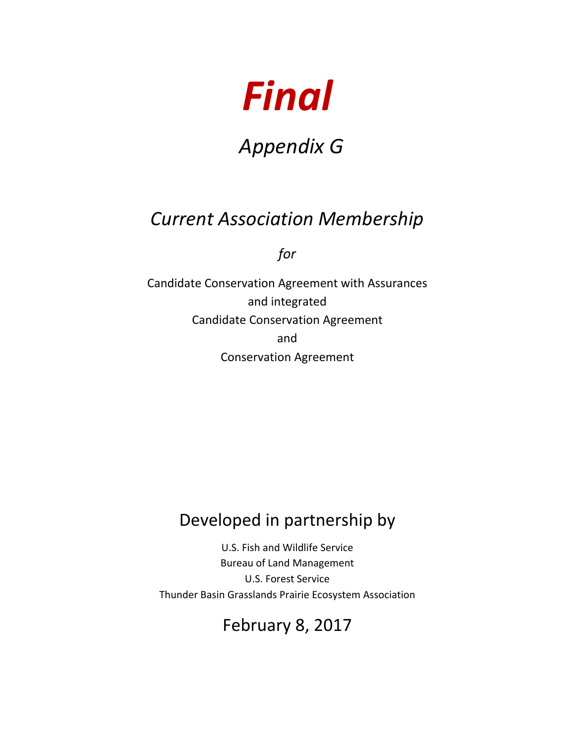# *Final*

## *Appendix G*

## *Current Association Membership*

*for*

Candidate Conservation Agreement with Assurances
and integrated
Candidate Conservation Agreement
and
Conservation Agreement

## Developed in partnership by

U.S. Fish and Wildlife Service
Bureau of Land Management
U.S. Forest Service
Thunder Basin Grasslands Prairie Ecosystem Association

## February 8, 2017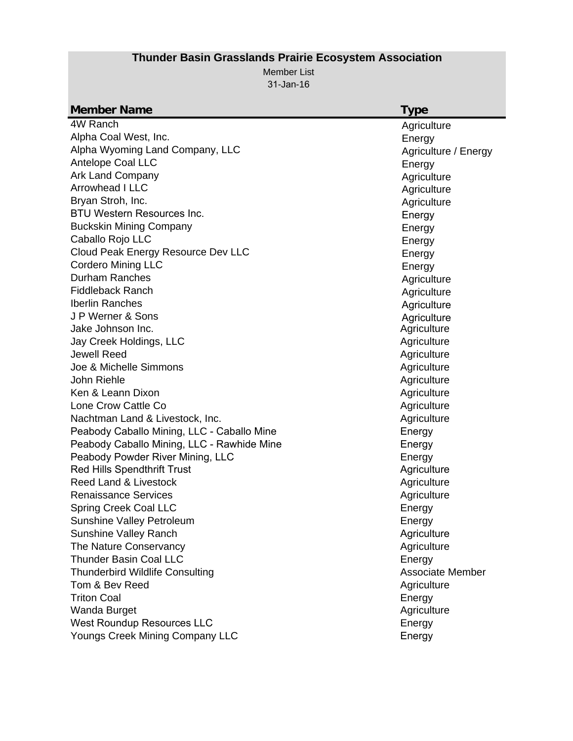## Thunder Basin Grasslands Prairie Ecosystem Association

Member List

31-Jan-16

| Member Name | Type |
| --- | --- |
| 4W Ranch | Agriculture |
| Alpha Coal West, Inc. | Energy |
| Alpha Wyoming Land Company, LLC | Agriculture / Energy |
| Antelope Coal LLC | Energy |
| Ark Land Company | Agriculture |
| Arrowhead I LLC | Agriculture |
| Bryan Stroh, Inc. | Agriculture |
| BTU Western Resources Inc. | Energy |
| Buckskin Mining Company | Energy |
| Caballo Rojo LLC | Energy |
| Cloud Peak Energy Resource Dev LLC | Energy |
| Cordero Mining LLC | Energy |
| Durham Ranches | Agriculture |
| Fiddleback Ranch | Agriculture |
| Iberlin Ranches | Agriculture |
| J P Werner & Sons | Agriculture |
| Jake Johnson Inc. | Agriculture |
| Jay Creek Holdings, LLC | Agriculture |
| Jewell Reed | Agriculture |
| Joe & Michelle Simmons | Agriculture |
| John Riehle | Agriculture |
| Ken & Leann Dixon | Agriculture |
| Lone Crow Cattle Co | Agriculture |
| Nachtman Land & Livestock, Inc. | Agriculture |
| Peabody Caballo Mining, LLC - Caballo Mine | Energy |
| Peabody Caballo Mining, LLC - Rawhide Mine | Energy |
| Peabody Powder River Mining, LLC | Energy |
| Red Hills Spendthrift Trust | Agriculture |
| Reed Land & Livestock | Agriculture |
| Renaissance Services | Agriculture |
| Spring Creek Coal LLC | Energy |
| Sunshine Valley Petroleum | Energy |
| Sunshine Valley Ranch | Agriculture |
| The Nature Conservancy | Agriculture |
| Thunder Basin Coal LLC | Energy |
| Thunderbird Wildlife Consulting | Associate Member |
| Tom & Bev Reed | Agriculture |
| Triton Coal | Energy |
| Wanda Burget | Agriculture |
| West Roundup Resources LLC | Energy |
| Youngs Creek Mining Company LLC | Energy |